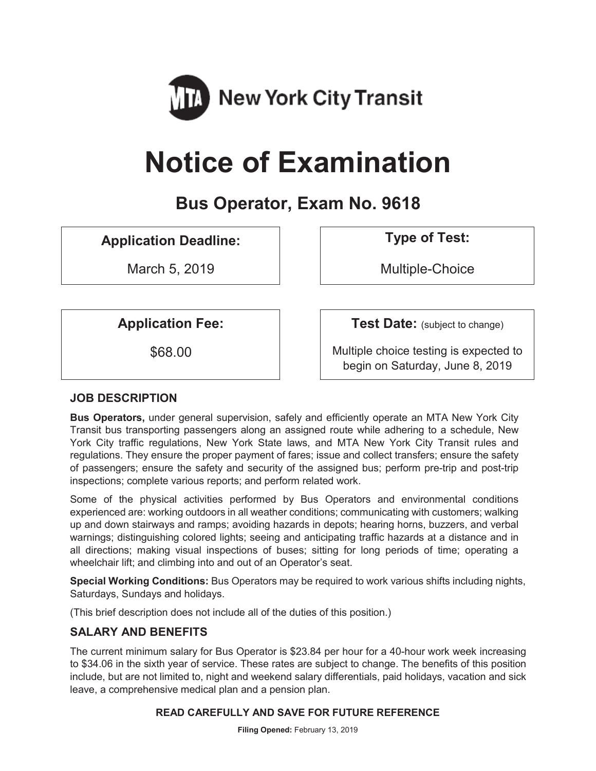MTA New York City Transit

# Notice of Examination

## Bus Operator, Exam No. 9618

**Application Deadline:**

March 5, 2019

**Type of Test:**

Multiple-Choice

**Application Fee:**

$68.00

**Test Date:** (subject to change)

Multiple choice testing is expected to begin on Saturday, June 8, 2019

### JOB DESCRIPTION

**Bus Operators,** under general supervision, safely and efficiently operate an MTA New York City Transit bus transporting passengers along an assigned route while adhering to a schedule, New York City traffic regulations, New York State laws, and MTA New York City Transit rules and regulations. They ensure the proper payment of fares; issue and collect transfers; ensure the safety of passengers; ensure the safety and security of the assigned bus; perform pre-trip and post-trip inspections; complete various reports; and perform related work.

Some of the physical activities performed by Bus Operators and environmental conditions experienced are: working outdoors in all weather conditions; communicating with customers; walking up and down stairways and ramps; avoiding hazards in depots; hearing horns, buzzers, and verbal warnings; distinguishing colored lights; seeing and anticipating traffic hazards at a distance and in all directions; making visual inspections of buses; sitting for long periods of time; operating a wheelchair lift; and climbing into and out of an Operator's seat.

**Special Working Conditions:** Bus Operators may be required to work various shifts including nights, Saturdays, Sundays and holidays.

(This brief description does not include all of the duties of this position.)

### SALARY AND BENEFITS

The current minimum salary for Bus Operator is $23.84 per hour for a 40-hour work week increasing to $34.06 in the sixth year of service. These rates are subject to change. The benefits of this position include, but are not limited to, night and weekend salary differentials, paid holidays, vacation and sick leave, a comprehensive medical plan and a pension plan.

**READ CAREFULLY AND SAVE FOR FUTURE REFERENCE**

**Filing Opened:** February 13, 2019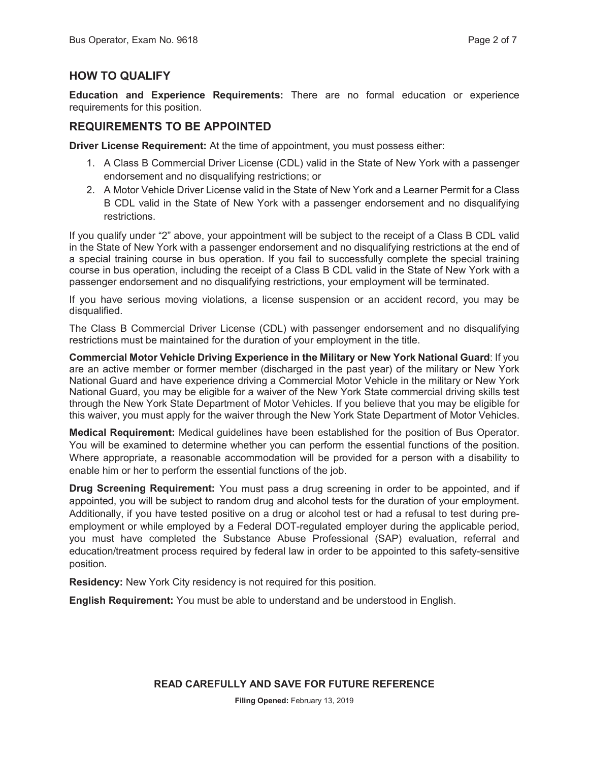## HOW TO QUALIFY

**Education and Experience Requirements:** There are no formal education or experience requirements for this position.

## REQUIREMENTS TO BE APPOINTED

**Driver License Requirement:** At the time of appointment, you must possess either:

1. A Class B Commercial Driver License (CDL) valid in the State of New York with a passenger endorsement and no disqualifying restrictions; or
2. A Motor Vehicle Driver License valid in the State of New York and a Learner Permit for a Class B CDL valid in the State of New York with a passenger endorsement and no disqualifying restrictions.

If you qualify under "2" above, your appointment will be subject to the receipt of a Class B CDL valid in the State of New York with a passenger endorsement and no disqualifying restrictions at the end of a special training course in bus operation. If you fail to successfully complete the special training course in bus operation, including the receipt of a Class B CDL valid in the State of New York with a passenger endorsement and no disqualifying restrictions, your employment will be terminated.

If you have serious moving violations, a license suspension or an accident record, you may be disqualified.

The Class B Commercial Driver License (CDL) with passenger endorsement and no disqualifying restrictions must be maintained for the duration of your employment in the title.

**Commercial Motor Vehicle Driving Experience in the Military or New York National Guard**: If you are an active member or former member (discharged in the past year) of the military or New York National Guard and have experience driving a Commercial Motor Vehicle in the military or New York National Guard, you may be eligible for a waiver of the New York State commercial driving skills test through the New York State Department of Motor Vehicles. If you believe that you may be eligible for this waiver, you must apply for the waiver through the New York State Department of Motor Vehicles.

**Medical Requirement:** Medical guidelines have been established for the position of Bus Operator. You will be examined to determine whether you can perform the essential functions of the position. Where appropriate, a reasonable accommodation will be provided for a person with a disability to enable him or her to perform the essential functions of the job.

**Drug Screening Requirement:** You must pass a drug screening in order to be appointed, and if appointed, you will be subject to random drug and alcohol tests for the duration of your employment. Additionally, if you have tested positive on a drug or alcohol test or had a refusal to test during pre-employment or while employed by a Federal DOT-regulated employer during the applicable period, you must have completed the Substance Abuse Professional (SAP) evaluation, referral and education/treatment process required by federal law in order to be appointed to this safety-sensitive position.

**Residency:** New York City residency is not required for this position.

**English Requirement:** You must be able to understand and be understood in English.

**READ CAREFULLY AND SAVE FOR FUTURE REFERENCE**

**Filing Opened:** February 13, 2019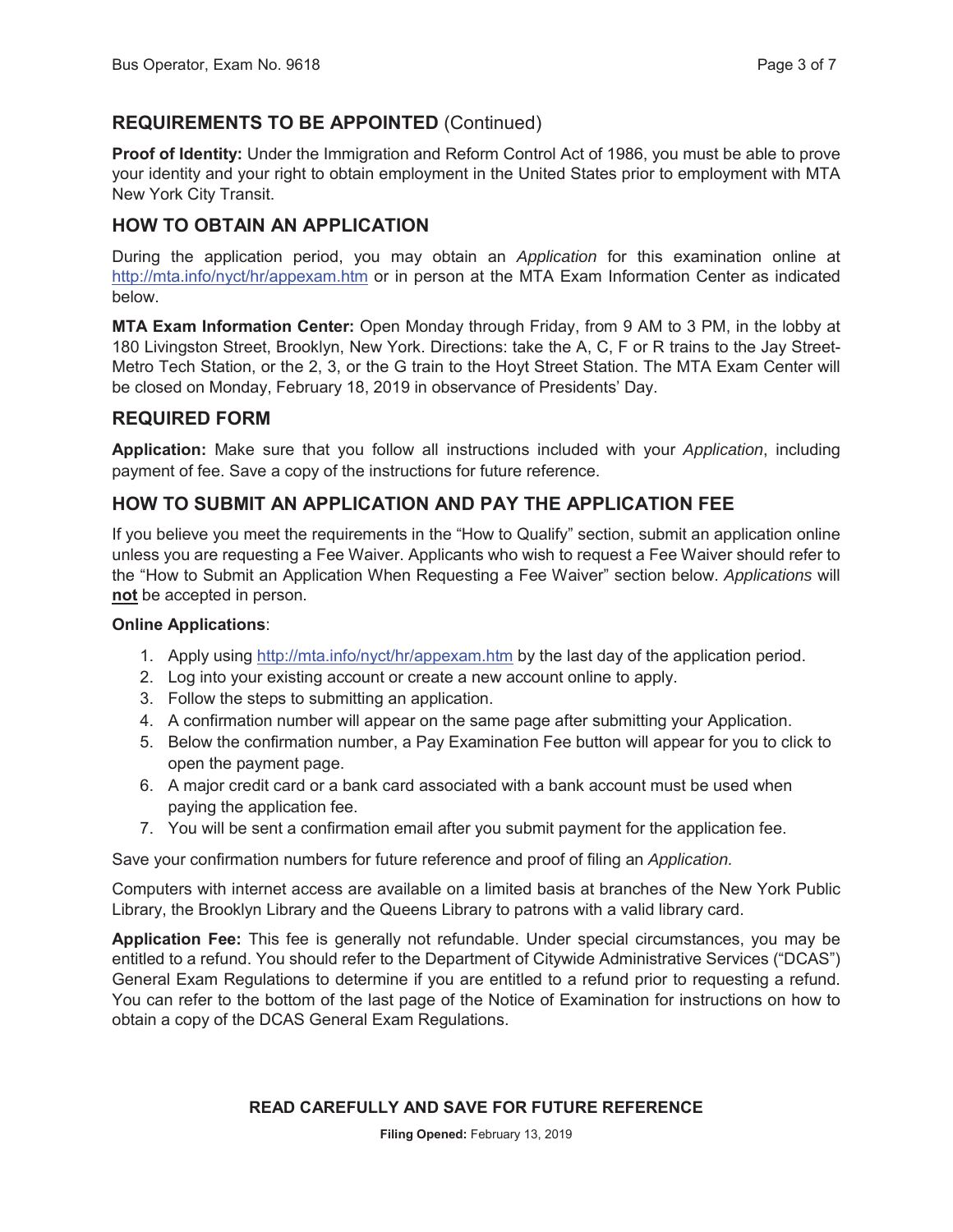## REQUIREMENTS TO BE APPOINTED (Continued)

**Proof of Identity:** Under the Immigration and Reform Control Act of 1986, you must be able to prove your identity and your right to obtain employment in the United States prior to employment with MTA New York City Transit.

## HOW TO OBTAIN AN APPLICATION

During the application period, you may obtain an *Application* for this examination online at http://mta.info/nyct/hr/appexam.htm or in person at the MTA Exam Information Center as indicated below.

**MTA Exam Information Center:** Open Monday through Friday, from 9 AM to 3 PM, in the lobby at 180 Livingston Street, Brooklyn, New York. Directions: take the A, C, F or R trains to the Jay Street-Metro Tech Station, or the 2, 3, or the G train to the Hoyt Street Station. The MTA Exam Center will be closed on Monday, February 18, 2019 in observance of Presidents' Day.

## REQUIRED FORM

**Application:** Make sure that you follow all instructions included with your *Application*, including payment of fee. Save a copy of the instructions for future reference.

## HOW TO SUBMIT AN APPLICATION AND PAY THE APPLICATION FEE

If you believe you meet the requirements in the "How to Qualify" section, submit an application online unless you are requesting a Fee Waiver. Applicants who wish to request a Fee Waiver should refer to the "How to Submit an Application When Requesting a Fee Waiver" section below. *Applications* will **not** be accepted in person.

**Online Applications**:

1. Apply using http://mta.info/nyct/hr/appexam.htm by the last day of the application period.
2. Log into your existing account or create a new account online to apply.
3. Follow the steps to submitting an application.
4. A confirmation number will appear on the same page after submitting your Application.
5. Below the confirmation number, a Pay Examination Fee button will appear for you to click to open the payment page.
6. A major credit card or a bank card associated with a bank account must be used when paying the application fee.
7. You will be sent a confirmation email after you submit payment for the application fee.

Save your confirmation numbers for future reference and proof of filing an *Application.*

Computers with internet access are available on a limited basis at branches of the New York Public Library, the Brooklyn Library and the Queens Library to patrons with a valid library card.

**Application Fee:** This fee is generally not refundable. Under special circumstances, you may be entitled to a refund. You should refer to the Department of Citywide Administrative Services ("DCAS") General Exam Regulations to determine if you are entitled to a refund prior to requesting a refund. You can refer to the bottom of the last page of the Notice of Examination for instructions on how to obtain a copy of the DCAS General Exam Regulations.

**READ CAREFULLY AND SAVE FOR FUTURE REFERENCE**

**Filing Opened:** February 13, 2019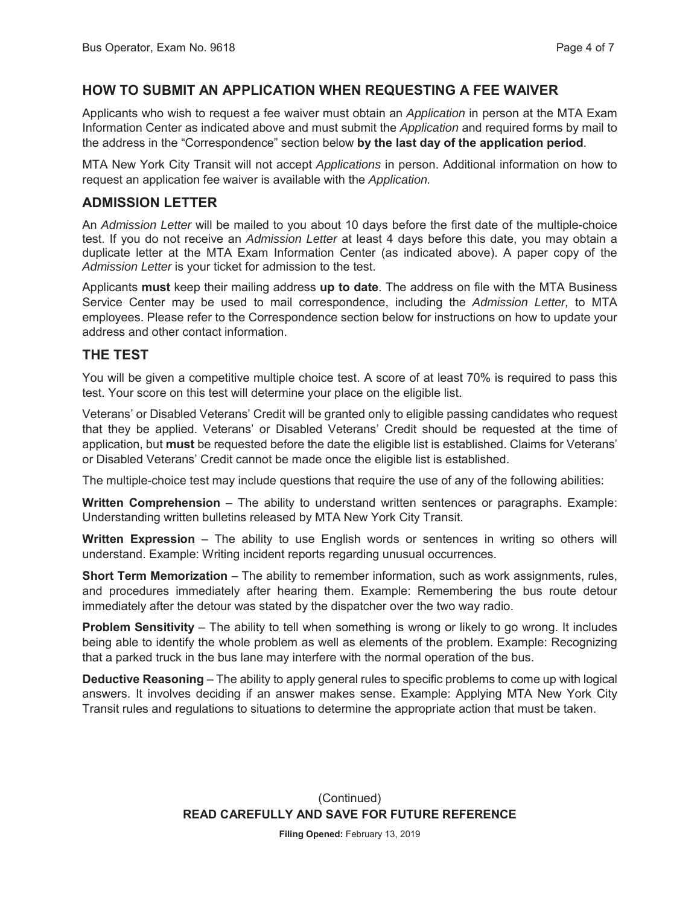## HOW TO SUBMIT AN APPLICATION WHEN REQUESTING A FEE WAIVER

Applicants who wish to request a fee waiver must obtain an *Application* in person at the MTA Exam Information Center as indicated above and must submit the *Application* and required forms by mail to the address in the "Correspondence" section below **by the last day of the application period**.

MTA New York City Transit will not accept *Applications* in person. Additional information on how to request an application fee waiver is available with the *Application.*

## ADMISSION LETTER

An *Admission Letter* will be mailed to you about 10 days before the first date of the multiple-choice test. If you do not receive an *Admission Letter* at least 4 days before this date, you may obtain a duplicate letter at the MTA Exam Information Center (as indicated above). A paper copy of the *Admission Letter* is your ticket for admission to the test.

Applicants **must** keep their mailing address **up to date**. The address on file with the MTA Business Service Center may be used to mail correspondence, including the *Admission Letter,* to MTA employees. Please refer to the Correspondence section below for instructions on how to update your address and other contact information.

## THE TEST

You will be given a competitive multiple choice test. A score of at least 70% is required to pass this test. Your score on this test will determine your place on the eligible list.

Veterans' or Disabled Veterans' Credit will be granted only to eligible passing candidates who request that they be applied. Veterans' or Disabled Veterans' Credit should be requested at the time of application, but **must** be requested before the date the eligible list is established. Claims for Veterans' or Disabled Veterans' Credit cannot be made once the eligible list is established.

The multiple-choice test may include questions that require the use of any of the following abilities:

**Written Comprehension** – The ability to understand written sentences or paragraphs. Example: Understanding written bulletins released by MTA New York City Transit.

**Written Expression** – The ability to use English words or sentences in writing so others will understand. Example: Writing incident reports regarding unusual occurrences.

**Short Term Memorization** – The ability to remember information, such as work assignments, rules, and procedures immediately after hearing them. Example: Remembering the bus route detour immediately after the detour was stated by the dispatcher over the two way radio.

**Problem Sensitivity** – The ability to tell when something is wrong or likely to go wrong. It includes being able to identify the whole problem as well as elements of the problem. Example: Recognizing that a parked truck in the bus lane may interfere with the normal operation of the bus.

**Deductive Reasoning** – The ability to apply general rules to specific problems to come up with logical answers. It involves deciding if an answer makes sense. Example: Applying MTA New York City Transit rules and regulations to situations to determine the appropriate action that must be taken.

(Continued)

**READ CAREFULLY AND SAVE FOR FUTURE REFERENCE**

**Filing Opened:** February 13, 2019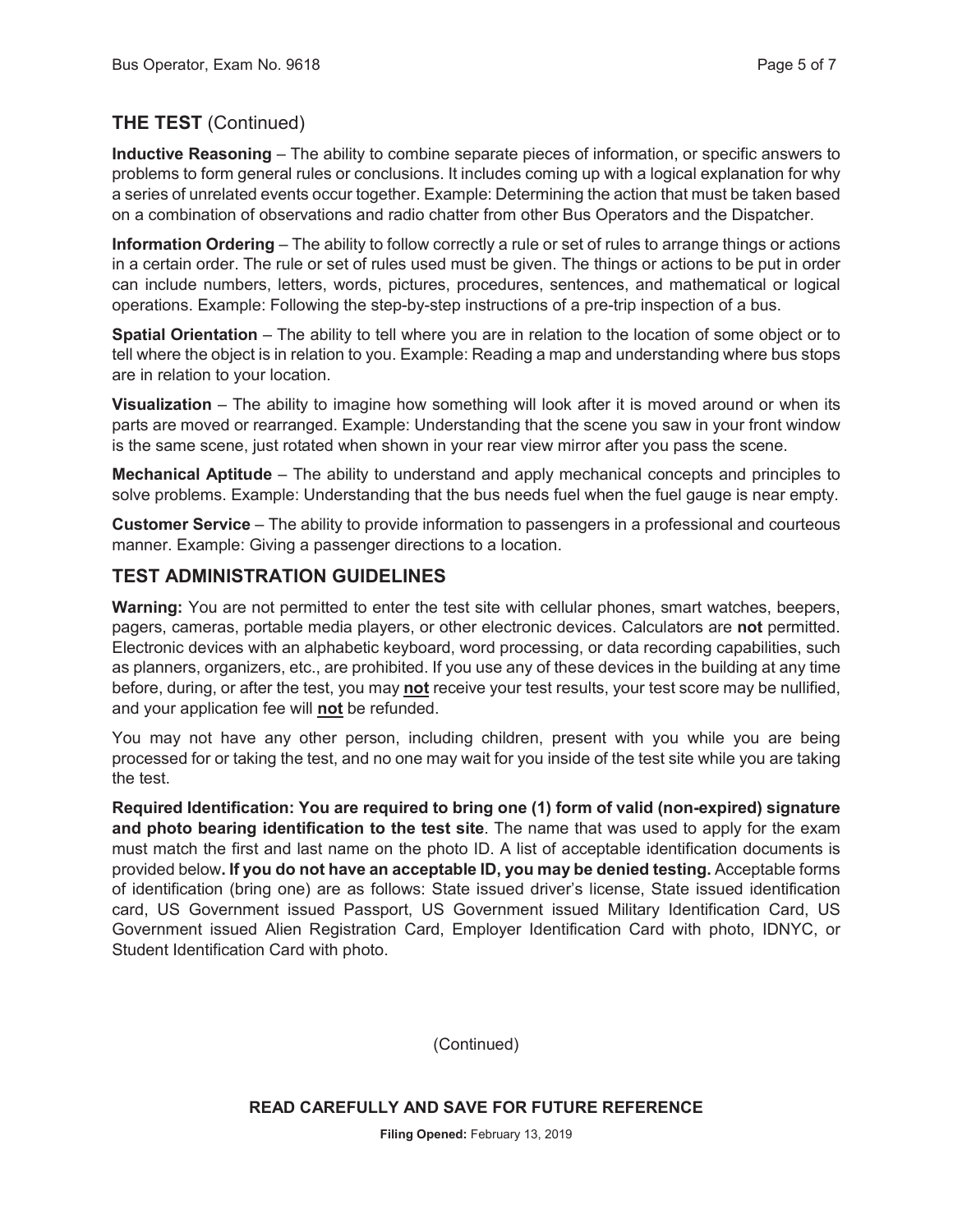## THE TEST (Continued)

**Inductive Reasoning** – The ability to combine separate pieces of information, or specific answers to problems to form general rules or conclusions. It includes coming up with a logical explanation for why a series of unrelated events occur together. Example: Determining the action that must be taken based on a combination of observations and radio chatter from other Bus Operators and the Dispatcher.

**Information Ordering** – The ability to follow correctly a rule or set of rules to arrange things or actions in a certain order. The rule or set of rules used must be given. The things or actions to be put in order can include numbers, letters, words, pictures, procedures, sentences, and mathematical or logical operations. Example: Following the step-by-step instructions of a pre-trip inspection of a bus.

**Spatial Orientation** – The ability to tell where you are in relation to the location of some object or to tell where the object is in relation to you. Example: Reading a map and understanding where bus stops are in relation to your location.

**Visualization** – The ability to imagine how something will look after it is moved around or when its parts are moved or rearranged. Example: Understanding that the scene you saw in your front window is the same scene, just rotated when shown in your rear view mirror after you pass the scene.

**Mechanical Aptitude** – The ability to understand and apply mechanical concepts and principles to solve problems. Example: Understanding that the bus needs fuel when the fuel gauge is near empty.

**Customer Service** – The ability to provide information to passengers in a professional and courteous manner. Example: Giving a passenger directions to a location.

## TEST ADMINISTRATION GUIDELINES

**Warning:** You are not permitted to enter the test site with cellular phones, smart watches, beepers, pagers, cameras, portable media players, or other electronic devices. Calculators are **not** permitted. Electronic devices with an alphabetic keyboard, word processing, or data recording capabilities, such as planners, organizers, etc., are prohibited. If you use any of these devices in the building at any time before, during, or after the test, you may **not** receive your test results, your test score may be nullified, and your application fee will **not** be refunded.

You may not have any other person, including children, present with you while you are being processed for or taking the test, and no one may wait for you inside of the test site while you are taking the test.

**Required Identification: You are required to bring one (1) form of valid (non-expired) signature and photo bearing identification to the test site**. The name that was used to apply for the exam must match the first and last name on the photo ID. A list of acceptable identification documents is provided below**. If you do not have an acceptable ID, you may be denied testing.** Acceptable forms of identification (bring one) are as follows: State issued driver's license, State issued identification card, US Government issued Passport, US Government issued Military Identification Card, US Government issued Alien Registration Card, Employer Identification Card with photo, IDNYC, or Student Identification Card with photo.

(Continued)

**READ CAREFULLY AND SAVE FOR FUTURE REFERENCE**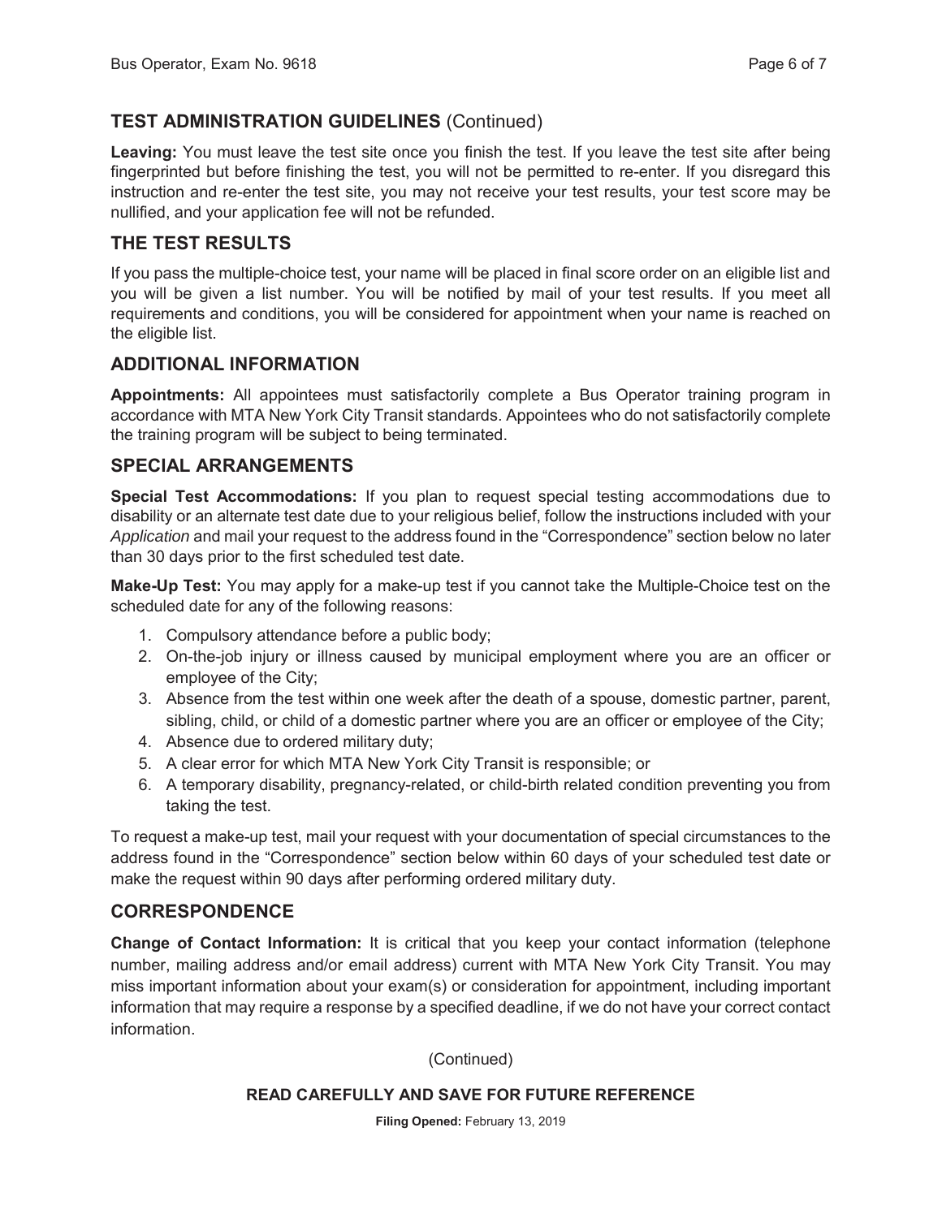## TEST ADMINISTRATION GUIDELINES (Continued)

**Leaving:** You must leave the test site once you finish the test. If you leave the test site after being fingerprinted but before finishing the test, you will not be permitted to re-enter. If you disregard this instruction and re-enter the test site, you may not receive your test results, your test score may be nullified, and your application fee will not be refunded.

## THE TEST RESULTS

If you pass the multiple-choice test, your name will be placed in final score order on an eligible list and you will be given a list number. You will be notified by mail of your test results. If you meet all requirements and conditions, you will be considered for appointment when your name is reached on the eligible list.

## ADDITIONAL INFORMATION

**Appointments:** All appointees must satisfactorily complete a Bus Operator training program in accordance with MTA New York City Transit standards. Appointees who do not satisfactorily complete the training program will be subject to being terminated.

## SPECIAL ARRANGEMENTS

**Special Test Accommodations:** If you plan to request special testing accommodations due to disability or an alternate test date due to your religious belief, follow the instructions included with your *Application* and mail your request to the address found in the "Correspondence" section below no later than 30 days prior to the first scheduled test date.

**Make-Up Test:** You may apply for a make-up test if you cannot take the Multiple-Choice test on the scheduled date for any of the following reasons:

1. Compulsory attendance before a public body;
2. On-the-job injury or illness caused by municipal employment where you are an officer or employee of the City;
3. Absence from the test within one week after the death of a spouse, domestic partner, parent, sibling, child, or child of a domestic partner where you are an officer or employee of the City;
4. Absence due to ordered military duty;
5. A clear error for which MTA New York City Transit is responsible; or
6. A temporary disability, pregnancy-related, or child-birth related condition preventing you from taking the test.

To request a make-up test, mail your request with your documentation of special circumstances to the address found in the "Correspondence" section below within 60 days of your scheduled test date or make the request within 90 days after performing ordered military duty.

## CORRESPONDENCE

**Change of Contact Information:** It is critical that you keep your contact information (telephone number, mailing address and/or email address) current with MTA New York City Transit. You may miss important information about your exam(s) or consideration for appointment, including important information that may require a response by a specified deadline, if we do not have your correct contact information.

(Continued)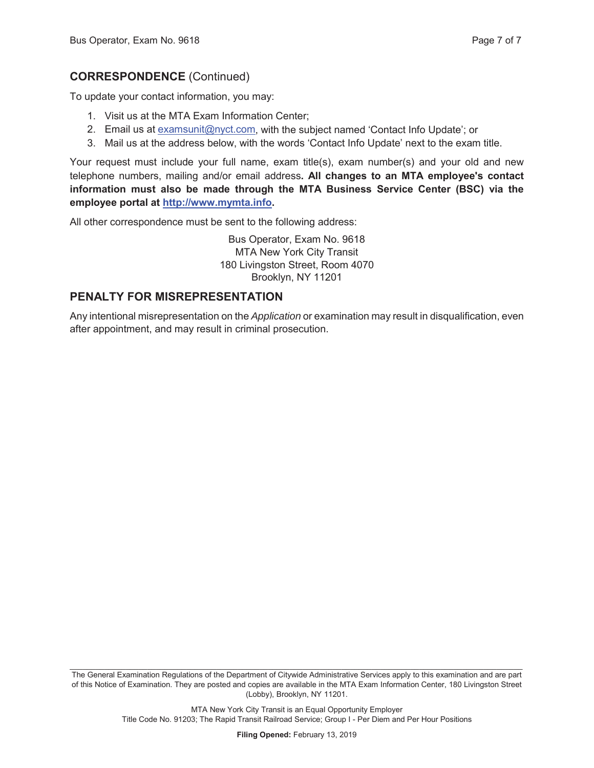## CORRESPONDENCE (Continued)

To update your contact information, you may:

1. Visit us at the MTA Exam Information Center;
2. Email us at examsunit@nyct.com, with the subject named 'Contact Info Update'; or
3. Mail us at the address below, with the words 'Contact Info Update' next to the exam title.

Your request must include your full name, exam title(s), exam number(s) and your old and new telephone numbers, mailing and/or email address**. All changes to an MTA employee's contact information must also be made through the MTA Business Service Center (BSC) via the employee portal at http://www.mymta.info.**

All other correspondence must be sent to the following address:

Bus Operator, Exam No. 9618
MTA New York City Transit
180 Livingston Street, Room 4070
Brooklyn, NY 11201

## PENALTY FOR MISREPRESENTATION

Any intentional misrepresentation on the *Application* or examination may result in disqualification, even after appointment, and may result in criminal prosecution.

The General Examination Regulations of the Department of Citywide Administrative Services apply to this examination and are part of this Notice of Examination. They are posted and copies are available in the MTA Exam Information Center, 180 Livingston Street (Lobby), Brooklyn, NY 11201.

MTA New York City Transit is an Equal Opportunity Employer
Title Code No. 91203; The Rapid Transit Railroad Service; Group I - Per Diem and Per Hour Positions

**Filing Opened:** February 13, 2019